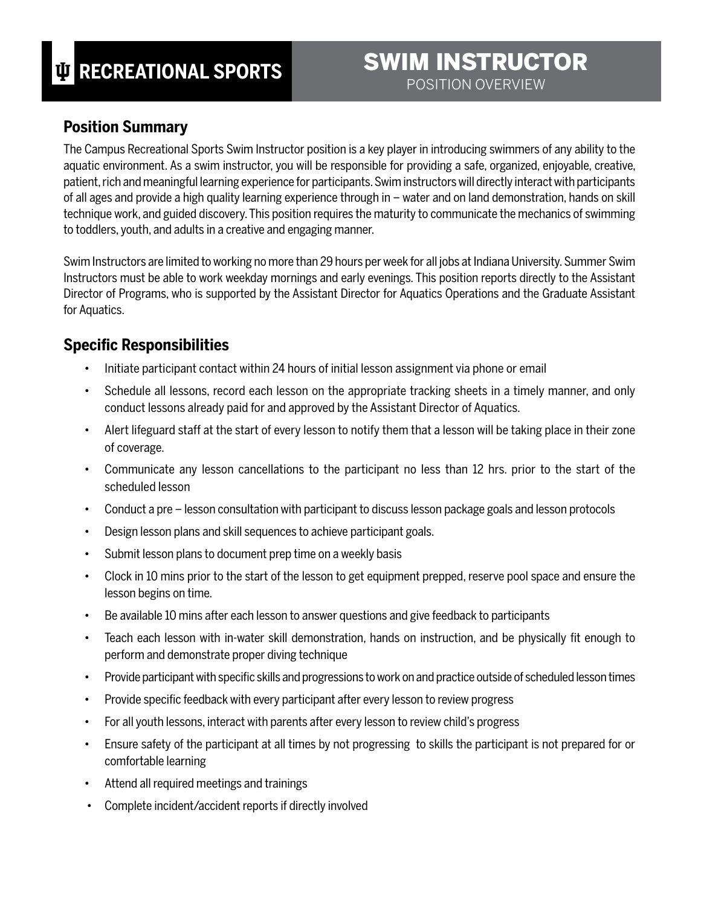# RECREATIONAL SPORTS

# SWIM INSTRUCTOR

POSITION OVERVIEW

## Position Summary

The Campus Recreational Sports Swim Instructor position is a key player in introducing swimmers of any ability to the aquatic environment. As a swim instructor, you will be responsible for providing a safe, organized, enjoyable, creative, patient, rich and meaningful learning experience for participants. Swim instructors will directly interact with participants of all ages and provide a high quality learning experience through in – water and on land demonstration, hands on skill technique work, and guided discovery. This position requires the maturity to communicate the mechanics of swimming to toddlers, youth, and adults in a creative and engaging manner.

Swim Instructors are limited to working no more than 29 hours per week for all jobs at Indiana University. Summer Swim Instructors must be able to work weekday mornings and early evenings. This position reports directly to the Assistant Director of Programs, who is supported by the Assistant Director for Aquatics Operations and the Graduate Assistant for Aquatics.

## Specific Responsibilities

- Initiate participant contact within 24 hours of initial lesson assignment via phone or email
- Schedule all lessons, record each lesson on the appropriate tracking sheets in a timely manner, and only conduct lessons already paid for and approved by the Assistant Director of Aquatics.
- Alert lifeguard staff at the start of every lesson to notify them that a lesson will be taking place in their zone of coverage.
- Communicate any lesson cancellations to the participant no less than 12 hrs. prior to the start of the scheduled lesson
- Conduct a pre – lesson consultation with participant to discuss lesson package goals and lesson protocols
- Design lesson plans and skill sequences to achieve participant goals.
- Submit lesson plans to document prep time on a weekly basis
- Clock in 10 mins prior to the start of the lesson to get equipment prepped, reserve pool space and ensure the lesson begins on time.
- Be available 10 mins after each lesson to answer questions and give feedback to participants
- Teach each lesson with in-water skill demonstration, hands on instruction, and be physically fit enough to perform and demonstrate proper diving technique
- Provide participant with specific skills and progressions to work on and practice outside of scheduled lesson times
- Provide specific feedback with every participant after every lesson to review progress
- For all youth lessons, interact with parents after every lesson to review child's progress
- Ensure safety of the participant at all times by not progressing to skills the participant is not prepared for or comfortable learning
- Attend all required meetings and trainings
- Complete incident/accident reports if directly involved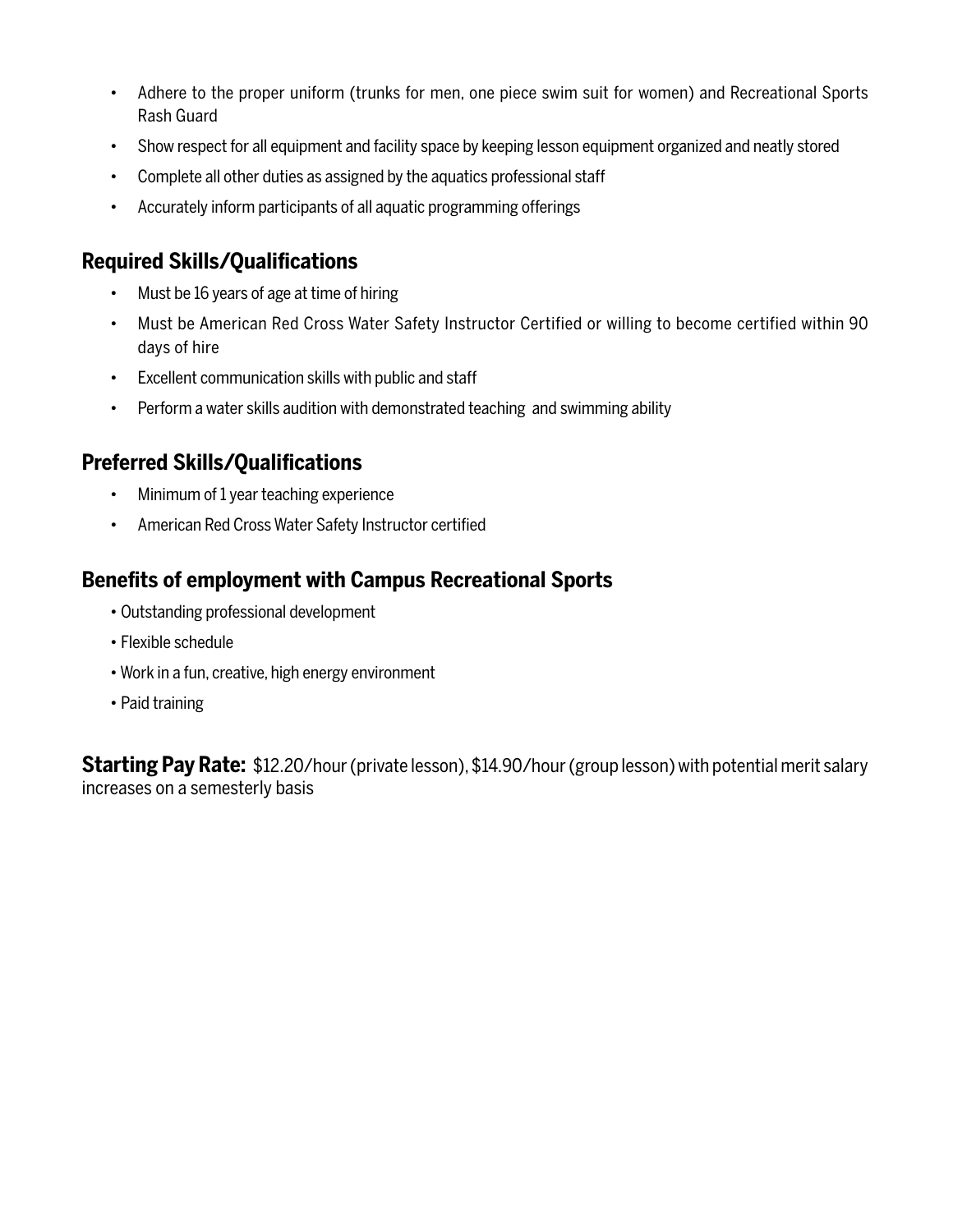- Adhere to the proper uniform (trunks for men, one piece swim suit for women) and Recreational Sports Rash Guard
- Show respect for all equipment and facility space by keeping lesson equipment organized and neatly stored
- Complete all other duties as assigned by the aquatics professional staff
- Accurately inform participants of all aquatic programming offerings

## Required Skills/Qualifications

- Must be 16 years of age at time of hiring
- Must be American Red Cross Water Safety Instructor Certified or willing to become certified within 90 days of hire
- Excellent communication skills with public and staff
- Perform a water skills audition with demonstrated teaching and swimming ability

## Preferred Skills/Qualifications

- Minimum of 1 year teaching experience
- American Red Cross Water Safety Instructor certified

## Benefits of employment with Campus Recreational Sports

- Outstanding professional development
- Flexible schedule
- Work in a fun, creative, high energy environment
- Paid training

**Starting Pay Rate:** $12.20/hour (private lesson), $14.90/hour (group lesson) with potential merit salary increases on a semesterly basis